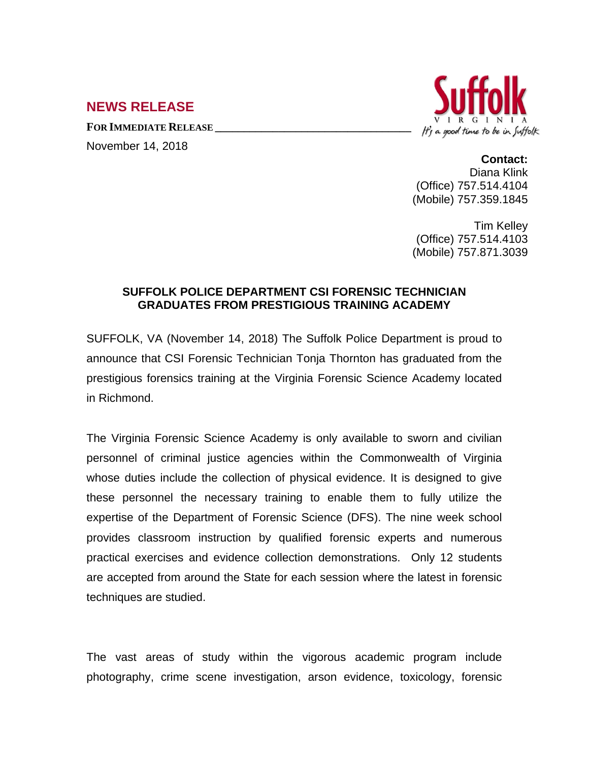## NEWS RELEASE

**FOR IMMEDIATE RELEASE**

November 14, 2018

Suffolk VIRGINIA
*It's a good time to be in Suffolk*

**Contact:**
Diana Klink
(Office) 757.514.4104
(Mobile) 757.359.1845

Tim Kelley
(Office) 757.514.4103
(Mobile) 757.871.3039

**SUFFOLK POLICE DEPARTMENT CSI FORENSIC TECHNICIAN GRADUATES FROM PRESTIGIOUS TRAINING ACADEMY**

SUFFOLK, VA (November 14, 2018) The Suffolk Police Department is proud to announce that CSI Forensic Technician Tonja Thornton has graduated from the prestigious forensics training at the Virginia Forensic Science Academy located in Richmond.

The Virginia Forensic Science Academy is only available to sworn and civilian personnel of criminal justice agencies within the Commonwealth of Virginia whose duties include the collection of physical evidence. It is designed to give these personnel the necessary training to enable them to fully utilize the expertise of the Department of Forensic Science (DFS). The nine week school provides classroom instruction by qualified forensic experts and numerous practical exercises and evidence collection demonstrations. Only 12 students are accepted from around the State for each session where the latest in forensic techniques are studied.

The vast areas of study within the vigorous academic program include photography, crime scene investigation, arson evidence, toxicology, forensic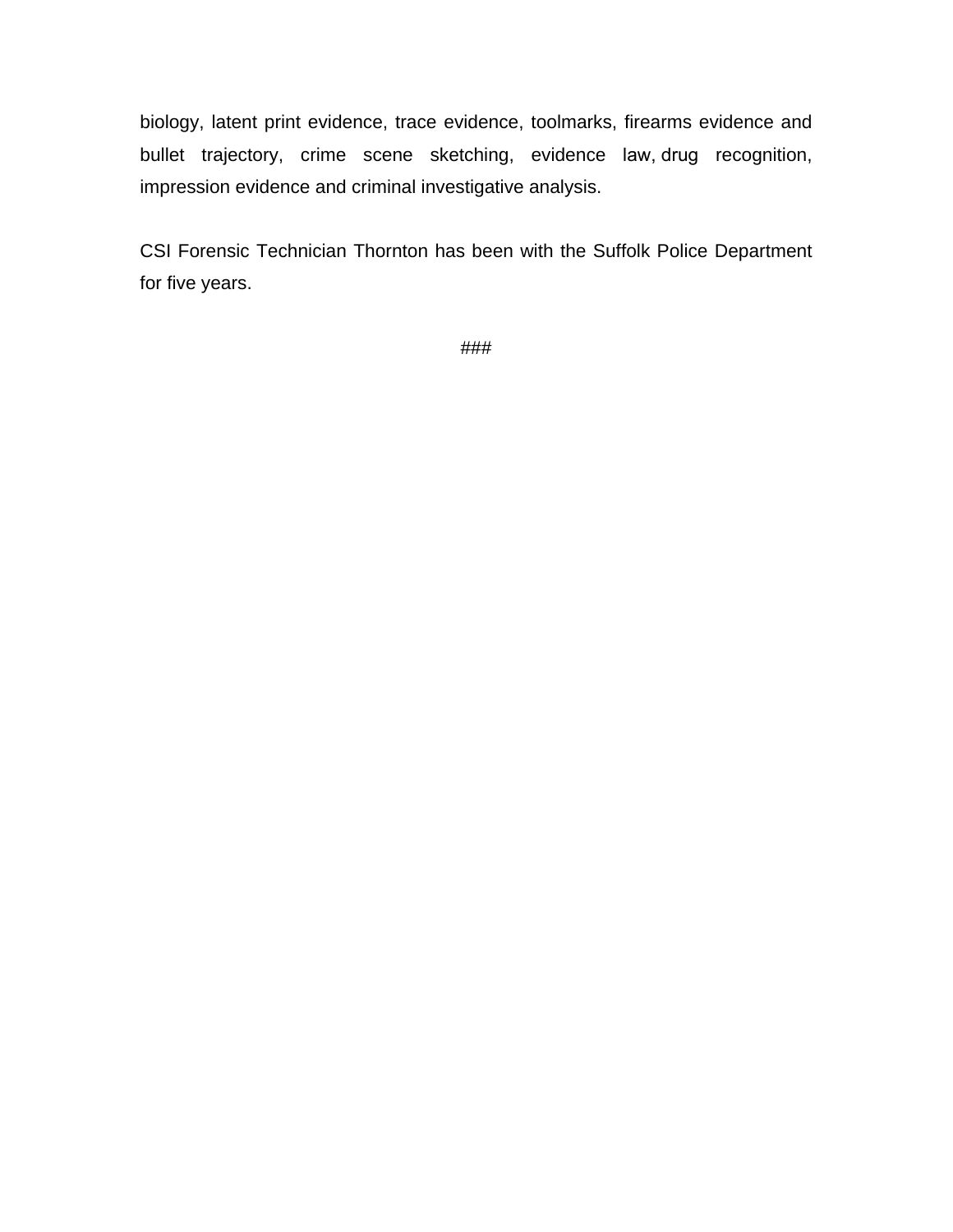biology, latent print evidence, trace evidence, toolmarks, firearms evidence and bullet trajectory, crime scene sketching, evidence law, drug recognition, impression evidence and criminal investigative analysis.

CSI Forensic Technician Thornton has been with the Suffolk Police Department for five years.

###